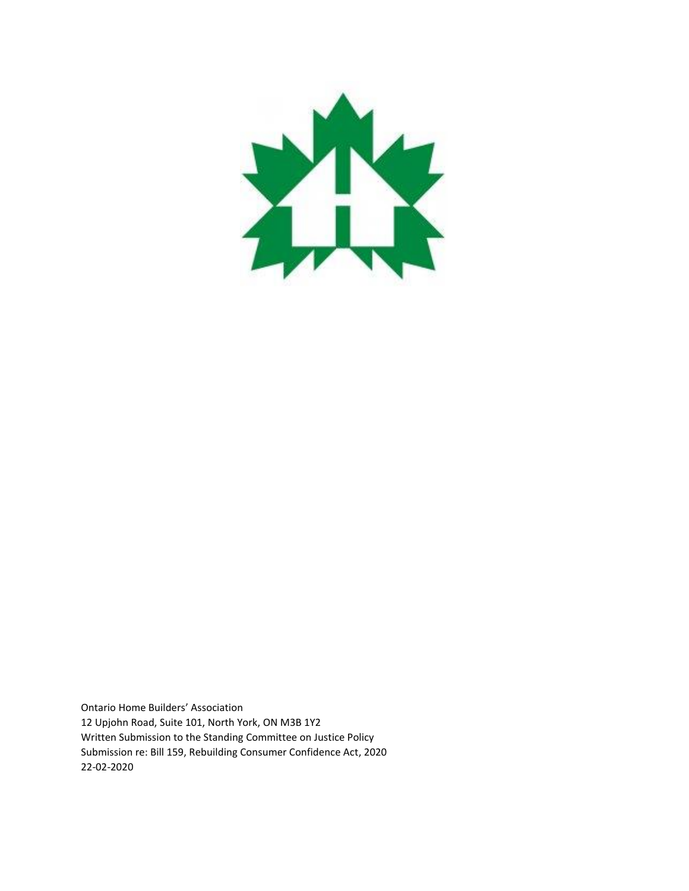Ontario Home Builders' Association
12 Upjohn Road, Suite 101, North York, ON M3B 1Y2
Written Submission to the Standing Committee on Justice Policy
Submission re: Bill 159, Rebuilding Consumer Confidence Act, 2020
22-02-2020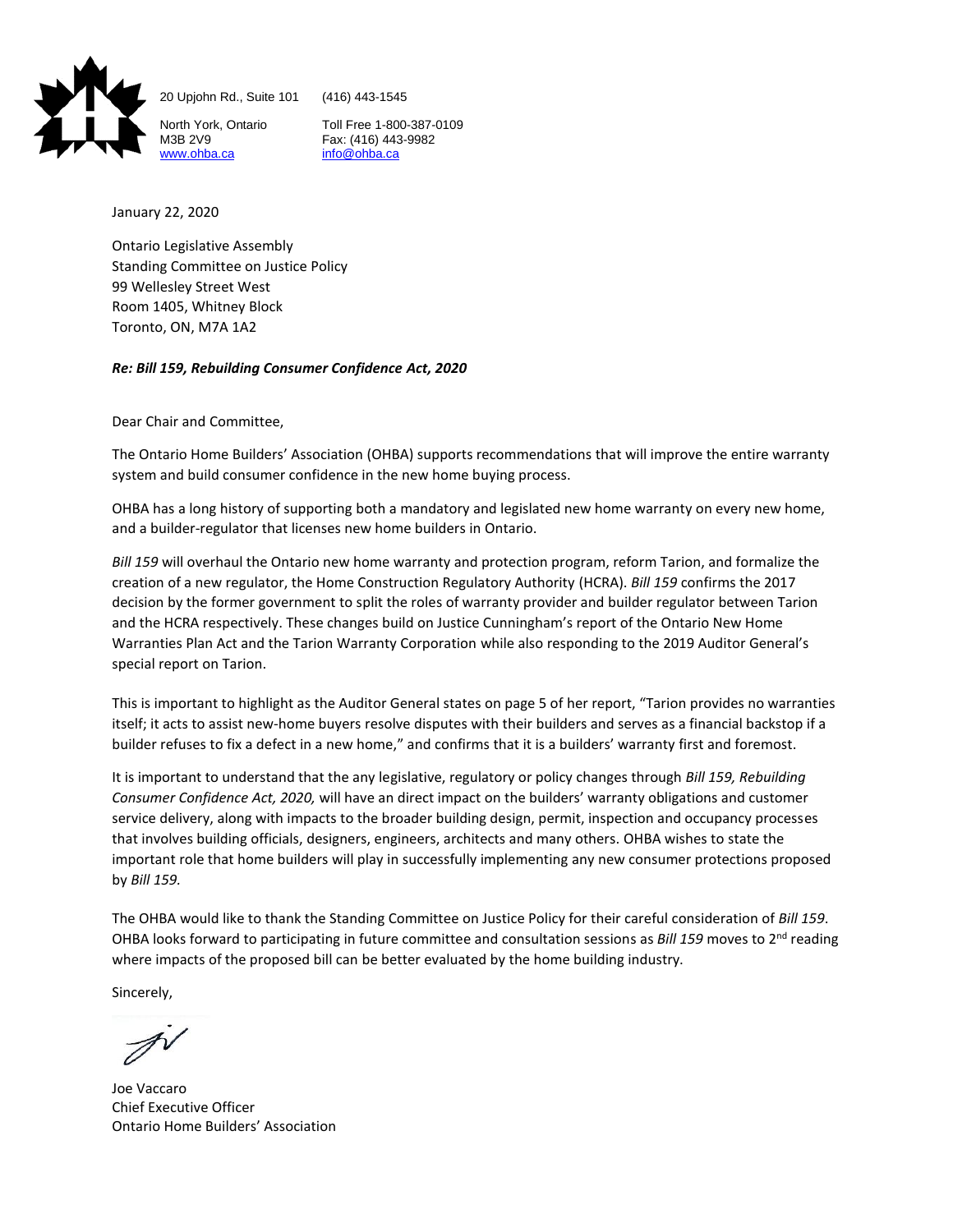20 Upjohn Rd., Suite 101
North York, Ontario
M3B 2V9
www.ohba.ca

(416) 443-1545
Toll Free 1-800-387-0109
Fax: (416) 443-9982
info@ohba.ca

January 22, 2020

Ontario Legislative Assembly
Standing Committee on Justice Policy
99 Wellesley Street West
Room 1405, Whitney Block
Toronto, ON, M7A 1A2

***Re: Bill 159, Rebuilding Consumer Confidence Act, 2020***

Dear Chair and Committee,

The Ontario Home Builders' Association (OHBA) supports recommendations that will improve the entire warranty system and build consumer confidence in the new home buying process.

OHBA has a long history of supporting both a mandatory and legislated new home warranty on every new home, and a builder-regulator that licenses new home builders in Ontario.

*Bill 159* will overhaul the Ontario new home warranty and protection program, reform Tarion, and formalize the creation of a new regulator, the Home Construction Regulatory Authority (HCRA). *Bill 159* confirms the 2017 decision by the former government to split the roles of warranty provider and builder regulator between Tarion and the HCRA respectively. These changes build on Justice Cunningham's report of the Ontario New Home Warranties Plan Act and the Tarion Warranty Corporation while also responding to the 2019 Auditor General's special report on Tarion.

This is important to highlight as the Auditor General states on page 5 of her report, "Tarion provides no warranties itself; it acts to assist new-home buyers resolve disputes with their builders and serves as a financial backstop if a builder refuses to fix a defect in a new home," and confirms that it is a builders' warranty first and foremost.

It is important to understand that the any legislative, regulatory or policy changes through *Bill 159, Rebuilding Consumer Confidence Act, 2020,* will have an direct impact on the builders' warranty obligations and customer service delivery, along with impacts to the broader building design, permit, inspection and occupancy processes that involves building officials, designers, engineers, architects and many others. OHBA wishes to state the important role that home builders will play in successfully implementing any new consumer protections proposed by *Bill 159*.

The OHBA would like to thank the Standing Committee on Justice Policy for their careful consideration of *Bill 159*. OHBA looks forward to participating in future committee and consultation sessions as *Bill 159* moves to 2nd reading where impacts of the proposed bill can be better evaluated by the home building industry.

Sincerely,

Joe Vaccaro
Chief Executive Officer
Ontario Home Builders' Association